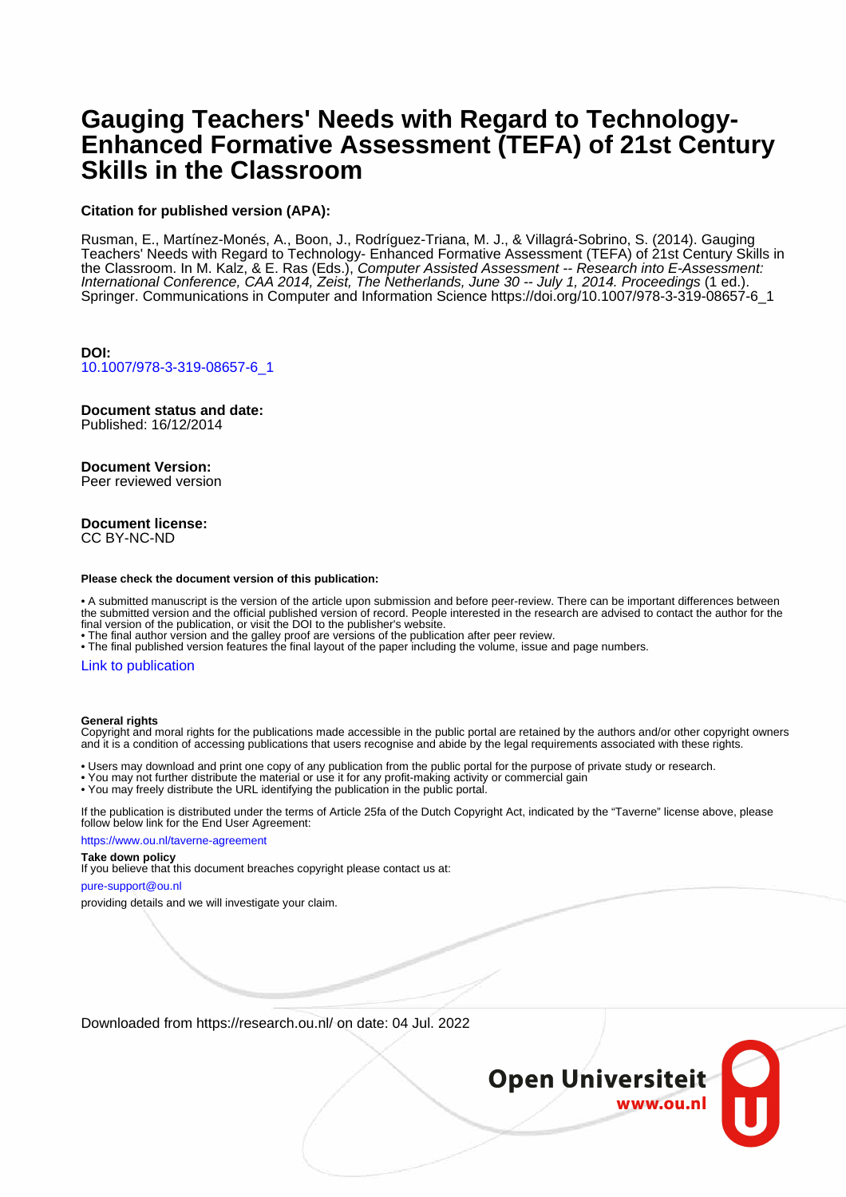# Gauging Teachers' Needs with Regard to Technology-Enhanced Formative Assessment (TEFA) of 21st Century Skills in the Classroom

**Citation for published version (APA):**

Rusman, E., Martínez-Monés, A., Boon, J., Rodríguez-Triana, M. J., & Villagrá-Sobrino, S. (2014). Gauging Teachers' Needs with Regard to Technology- Enhanced Formative Assessment (TEFA) of 21st Century Skills in the Classroom. In M. Kalz, & E. Ras (Eds.), *Computer Assisted Assessment -- Research into E-Assessment: International Conference, CAA 2014, Zeist, The Netherlands, June 30 -- July 1, 2014. Proceedings* (1 ed.). Springer. Communications in Computer and Information Science https://doi.org/10.1007/978-3-319-08657-6_1

**DOI:**
10.1007/978-3-319-08657-6_1

**Document status and date:**
Published: 16/12/2014

**Document Version:**
Peer reviewed version

**Document license:**
CC BY-NC-ND

**Please check the document version of this publication:**

- A submitted manuscript is the version of the article upon submission and before peer-review. There can be important differences between the submitted version and the official published version of record. People interested in the research are advised to contact the author for the final version of the publication, or visit the DOI to the publisher's website.
- The final author version and the galley proof are versions of the publication after peer review.
- The final published version features the final layout of the paper including the volume, issue and page numbers.

Link to publication

**General rights**
Copyright and moral rights for the publications made accessible in the public portal are retained by the authors and/or other copyright owners and it is a condition of accessing publications that users recognise and abide by the legal requirements associated with these rights.

- Users may download and print one copy of any publication from the public portal for the purpose of private study or research.
- You may not further distribute the material or use it for any profit-making activity or commercial gain
- You may freely distribute the URL identifying the publication in the public portal.

If the publication is distributed under the terms of Article 25fa of the Dutch Copyright Act, indicated by the "Taverne" license above, please follow below link for the End User Agreement:

https://www.ou.nl/taverne-agreement

**Take down policy**
If you believe that this document breaches copyright please contact us at:

pure-support@ou.nl

providing details and we will investigate your claim.

Downloaded from https://research.ou.nl/ on date: 04 Jul. 2022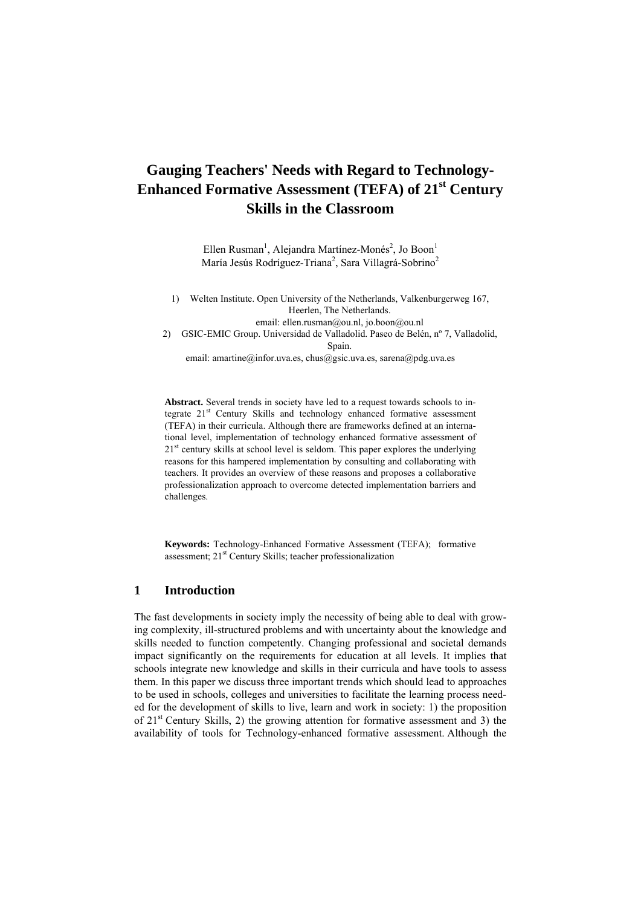# Gauging Teachers' Needs with Regard to Technology-Enhanced Formative Assessment (TEFA) of 21st Century Skills in the Classroom

Ellen Rusman[1], Alejandra Martínez-Monés[2], Jo Boon[1]
María Jesús Rodríguez-Triana[2], Sara Villagrá-Sobrino[2]

1) Welten Institute. Open University of the Netherlands, Valkenburgerweg 167, Heerlen, The Netherlands.
email: ellen.rusman@ou.nl, jo.boon@ou.nl
2) GSIC-EMIC Group. Universidad de Valladolid. Paseo de Belén, nº 7, Valladolid, Spain.
email: amartine@infor.uva.es, chus@gsic.uva.es, sarena@pdg.uva.es

**Abstract.** Several trends in society have led to a request towards schools to integrate 21st Century Skills and technology enhanced formative assessment (TEFA) in their curricula. Although there are frameworks defined at an international level, implementation of technology enhanced formative assessment of 21st century skills at school level is seldom. This paper explores the underlying reasons for this hampered implementation by consulting and collaborating with teachers. It provides an overview of these reasons and proposes a collaborative professionalization approach to overcome detected implementation barriers and challenges.

**Keywords:** Technology-Enhanced Formative Assessment (TEFA); formative assessment; 21st Century Skills; teacher professionalization

## 1 Introduction

The fast developments in society imply the necessity of being able to deal with growing complexity, ill-structured problems and with uncertainty about the knowledge and skills needed to function competently. Changing professional and societal demands impact significantly on the requirements for education at all levels. It implies that schools integrate new knowledge and skills in their curricula and have tools to assess them. In this paper we discuss three important trends which should lead to approaches to be used in schools, colleges and universities to facilitate the learning process needed for the development of skills to live, learn and work in society: 1) the proposition of 21st Century Skills, 2) the growing attention for formative assessment and 3) the availability of tools for Technology-enhanced formative assessment. Although the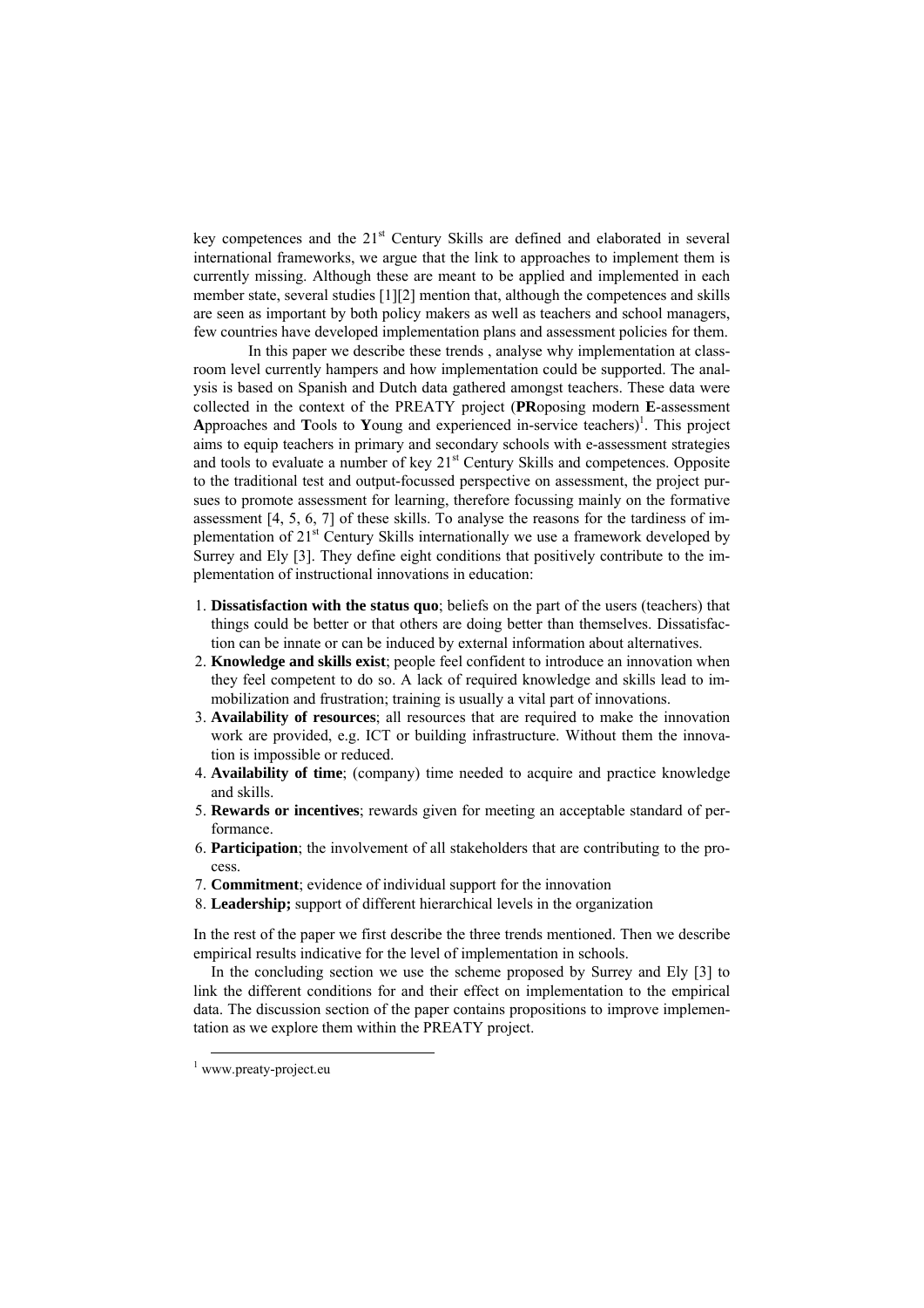key competences and the 21st Century Skills are defined and elaborated in several international frameworks, we argue that the link to approaches to implement them is currently missing. Although these are meant to be applied and implemented in each member state, several studies [1][2] mention that, although the competences and skills are seen as important by both policy makers as well as teachers and school managers, few countries have developed implementation plans and assessment policies for them.

In this paper we describe these trends , analyse why implementation at classroom level currently hampers and how implementation could be supported. The analysis is based on Spanish and Dutch data gathered amongst teachers. These data were collected in the context of the PREATY project (**PR**oposing modern **E**-assessment **A**pproaches and **T**ools to **Y**oung and experienced in-service teachers)[1]. This project aims to equip teachers in primary and secondary schools with e-assessment strategies and tools to evaluate a number of key 21st Century Skills and competences. Opposite to the traditional test and output-focussed perspective on assessment, the project pursues to promote assessment for learning, therefore focussing mainly on the formative assessment [4, 5, 6, 7] of these skills. To analyse the reasons for the tardiness of implementation of 21st Century Skills internationally we use a framework developed by Surrey and Ely [3]. They define eight conditions that positively contribute to the implementation of instructional innovations in education:

1. **Dissatisfaction with the status quo**; beliefs on the part of the users (teachers) that things could be better or that others are doing better than themselves. Dissatisfaction can be innate or can be induced by external information about alternatives.
2. **Knowledge and skills exist**; people feel confident to introduce an innovation when they feel competent to do so. A lack of required knowledge and skills lead to immobilization and frustration; training is usually a vital part of innovations.
3. **Availability of resources**; all resources that are required to make the innovation work are provided, e.g. ICT or building infrastructure. Without them the innovation is impossible or reduced.
4. **Availability of time**; (company) time needed to acquire and practice knowledge and skills.
5. **Rewards or incentives**; rewards given for meeting an acceptable standard of performance.
6. **Participation**; the involvement of all stakeholders that are contributing to the process.
7. **Commitment**; evidence of individual support for the innovation
8. **Leadership;** support of different hierarchical levels in the organization

In the rest of the paper we first describe the three trends mentioned. Then we describe empirical results indicative for the level of implementation in schools.

In the concluding section we use the scheme proposed by Surrey and Ely [3] to link the different conditions for and their effect on implementation to the empirical data. The discussion section of the paper contains propositions to improve implementation as we explore them within the PREATY project.

[1] www.preaty-project.eu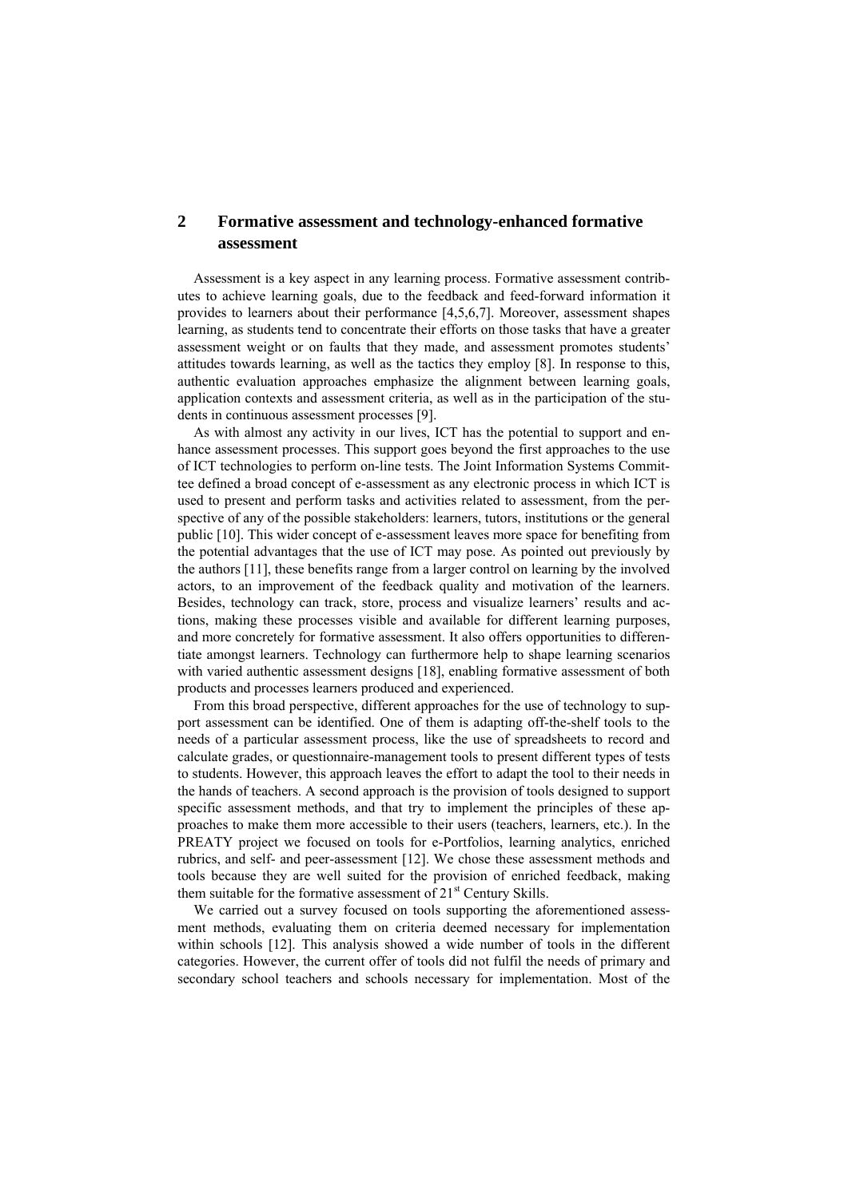## 2 Formative assessment and technology-enhanced formative assessment

Assessment is a key aspect in any learning process. Formative assessment contributes to achieve learning goals, due to the feedback and feed-forward information it provides to learners about their performance [4,5,6,7]. Moreover, assessment shapes learning, as students tend to concentrate their efforts on those tasks that have a greater assessment weight or on faults that they made, and assessment promotes students' attitudes towards learning, as well as the tactics they employ [8]. In response to this, authentic evaluation approaches emphasize the alignment between learning goals, application contexts and assessment criteria, as well as in the participation of the students in continuous assessment processes [9].

As with almost any activity in our lives, ICT has the potential to support and enhance assessment processes. This support goes beyond the first approaches to the use of ICT technologies to perform on-line tests. The Joint Information Systems Committee defined a broad concept of e-assessment as any electronic process in which ICT is used to present and perform tasks and activities related to assessment, from the perspective of any of the possible stakeholders: learners, tutors, institutions or the general public [10]. This wider concept of e-assessment leaves more space for benefiting from the potential advantages that the use of ICT may pose. As pointed out previously by the authors [11], these benefits range from a larger control on learning by the involved actors, to an improvement of the feedback quality and motivation of the learners. Besides, technology can track, store, process and visualize learners' results and actions, making these processes visible and available for different learning purposes, and more concretely for formative assessment. It also offers opportunities to differentiate amongst learners. Technology can furthermore help to shape learning scenarios with varied authentic assessment designs [18], enabling formative assessment of both products and processes learners produced and experienced.

From this broad perspective, different approaches for the use of technology to support assessment can be identified. One of them is adapting off-the-shelf tools to the needs of a particular assessment process, like the use of spreadsheets to record and calculate grades, or questionnaire-management tools to present different types of tests to students. However, this approach leaves the effort to adapt the tool to their needs in the hands of teachers. A second approach is the provision of tools designed to support specific assessment methods, and that try to implement the principles of these approaches to make them more accessible to their users (teachers, learners, etc.). In the PREATY project we focused on tools for e-Portfolios, learning analytics, enriched rubrics, and self- and peer-assessment [12]. We chose these assessment methods and tools because they are well suited for the provision of enriched feedback, making them suitable for the formative assessment of 21st Century Skills.

We carried out a survey focused on tools supporting the aforementioned assessment methods, evaluating them on criteria deemed necessary for implementation within schools [12]. This analysis showed a wide number of tools in the different categories. However, the current offer of tools did not fulfil the needs of primary and secondary school teachers and schools necessary for implementation. Most of the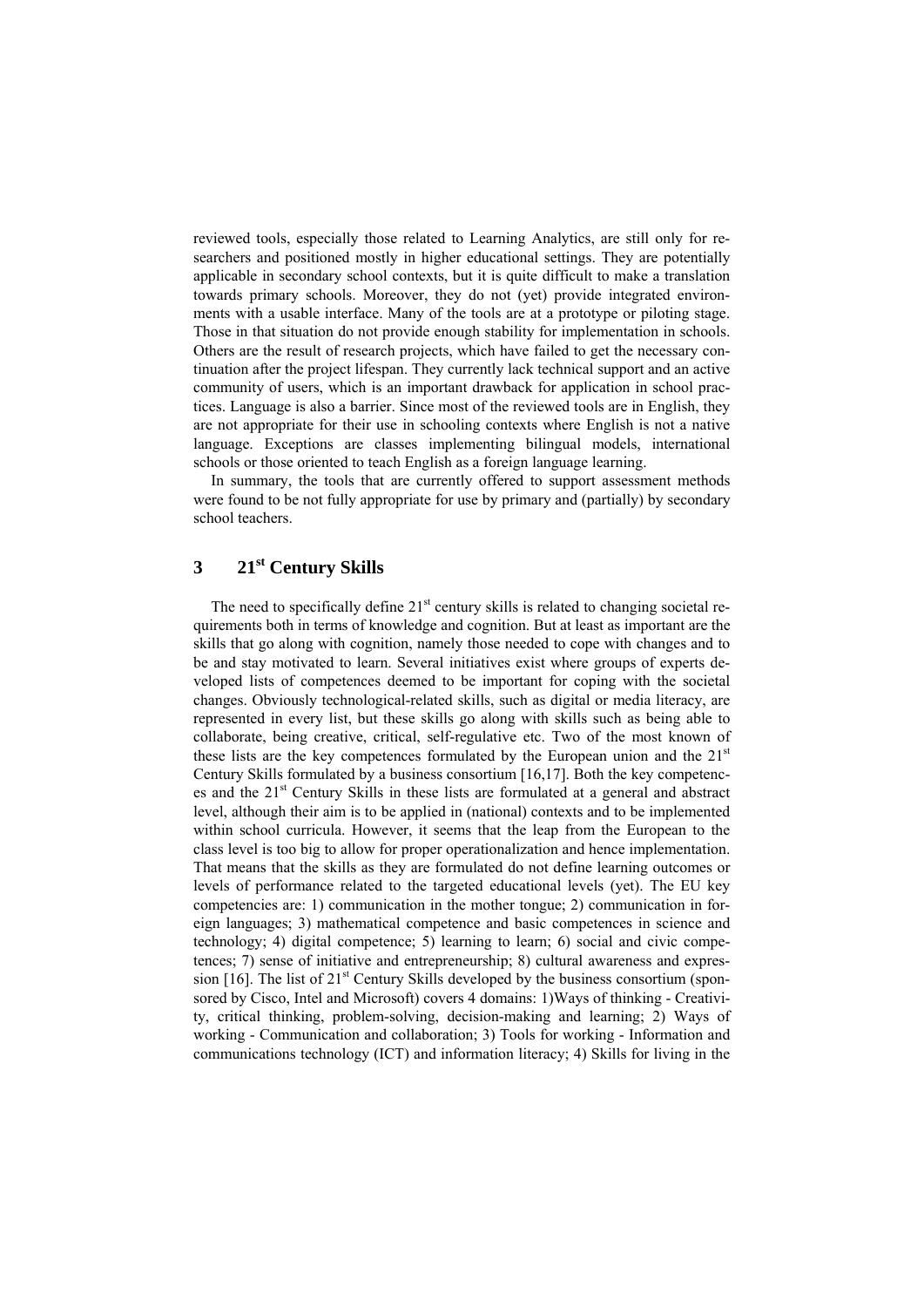reviewed tools, especially those related to Learning Analytics, are still only for researchers and positioned mostly in higher educational settings. They are potentially applicable in secondary school contexts, but it is quite difficult to make a translation towards primary schools. Moreover, they do not (yet) provide integrated environments with a usable interface. Many of the tools are at a prototype or piloting stage. Those in that situation do not provide enough stability for implementation in schools. Others are the result of research projects, which have failed to get the necessary continuation after the project lifespan. They currently lack technical support and an active community of users, which is an important drawback for application in school practices. Language is also a barrier. Since most of the reviewed tools are in English, they are not appropriate for their use in schooling contexts where English is not a native language. Exceptions are classes implementing bilingual models, international schools or those oriented to teach English as a foreign language learning.

In summary, the tools that are currently offered to support assessment methods were found to be not fully appropriate for use by primary and (partially) by secondary school teachers.

## 3 21st Century Skills

The need to specifically define 21st century skills is related to changing societal requirements both in terms of knowledge and cognition. But at least as important are the skills that go along with cognition, namely those needed to cope with changes and to be and stay motivated to learn. Several initiatives exist where groups of experts developed lists of competences deemed to be important for coping with the societal changes. Obviously technological-related skills, such as digital or media literacy, are represented in every list, but these skills go along with skills such as being able to collaborate, being creative, critical, self-regulative etc. Two of the most known of these lists are the key competences formulated by the European union and the 21st Century Skills formulated by a business consortium [16,17]. Both the key competences and the 21st Century Skills in these lists are formulated at a general and abstract level, although their aim is to be applied in (national) contexts and to be implemented within school curricula. However, it seems that the leap from the European to the class level is too big to allow for proper operationalization and hence implementation. That means that the skills as they are formulated do not define learning outcomes or levels of performance related to the targeted educational levels (yet). The EU key competencies are: 1) communication in the mother tongue; 2) communication in foreign languages; 3) mathematical competence and basic competences in science and technology; 4) digital competence; 5) learning to learn; 6) social and civic competences; 7) sense of initiative and entrepreneurship; 8) cultural awareness and expression [16]. The list of 21st Century Skills developed by the business consortium (sponsored by Cisco, Intel and Microsoft) covers 4 domains: 1)Ways of thinking - Creativity, critical thinking, problem-solving, decision-making and learning; 2) Ways of working - Communication and collaboration; 3) Tools for working - Information and communications technology (ICT) and information literacy; 4) Skills for living in the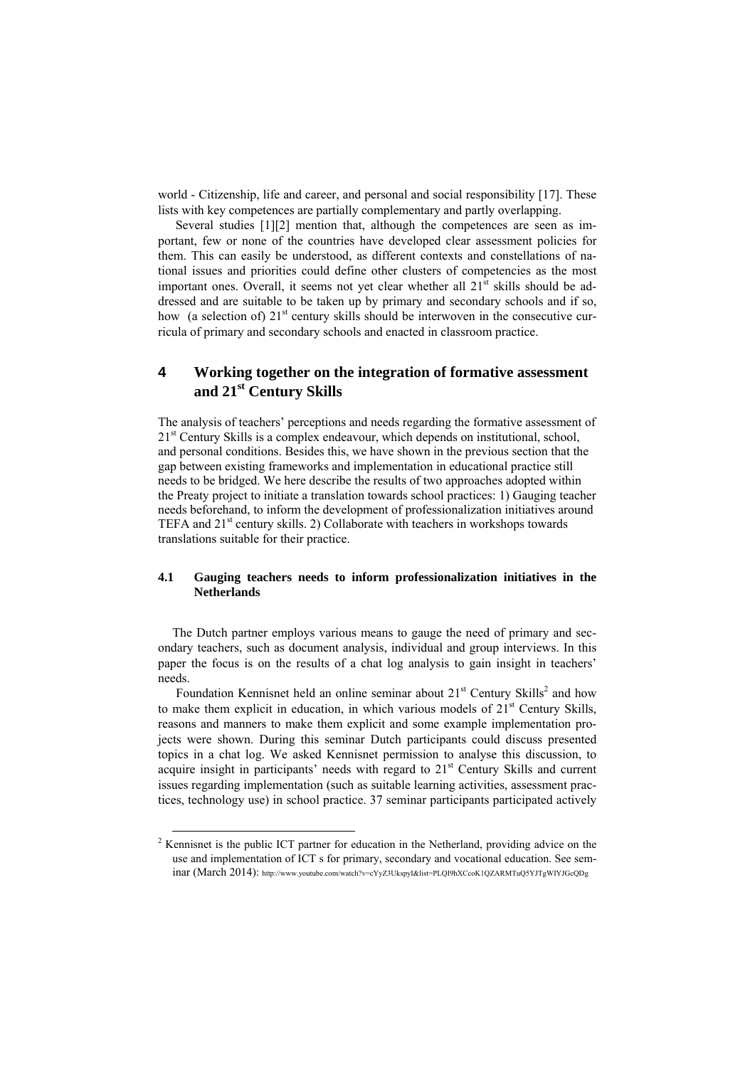world - Citizenship, life and career, and personal and social responsibility [17]. These lists with key competences are partially complementary and partly overlapping.

Several studies [1][2] mention that, although the competences are seen as important, few or none of the countries have developed clear assessment policies for them. This can easily be understood, as different contexts and constellations of national issues and priorities could define other clusters of competencies as the most important ones. Overall, it seems not yet clear whether all 21st skills should be addressed and are suitable to be taken up by primary and secondary schools and if so, how (a selection of) 21st century skills should be interwoven in the consecutive curricula of primary and secondary schools and enacted in classroom practice.

## 4 Working together on the integration of formative assessment and 21st Century Skills

The analysis of teachers' perceptions and needs regarding the formative assessment of 21st Century Skills is a complex endeavour, which depends on institutional, school, and personal conditions. Besides this, we have shown in the previous section that the gap between existing frameworks and implementation in educational practice still needs to be bridged. We here describe the results of two approaches adopted within the Preaty project to initiate a translation towards school practices: 1) Gauging teacher needs beforehand, to inform the development of professionalization initiatives around TEFA and 21st century skills. 2) Collaborate with teachers in workshops towards translations suitable for their practice.

### 4.1 Gauging teachers needs to inform professionalization initiatives in the Netherlands

The Dutch partner employs various means to gauge the need of primary and secondary teachers, such as document analysis, individual and group interviews. In this paper the focus is on the results of a chat log analysis to gain insight in teachers' needs.

Foundation Kennisnet held an online seminar about 21st Century Skills[2] and how to make them explicit in education, in which various models of 21st Century Skills, reasons and manners to make them explicit and some example implementation projects were shown. During this seminar Dutch participants could discuss presented topics in a chat log. We asked Kennisnet permission to analyse this discussion, to acquire insight in participants' needs with regard to 21st Century Skills and current issues regarding implementation (such as suitable learning activities, assessment practices, technology use) in school practice. 37 seminar participants participated actively

[2] Kennisnet is the public ICT partner for education in the Netherland, providing advice on the use and implementation of ICT s for primary, secondary and vocational education. See seminar (March 2014): http://www.youtube.com/watch?v=cYyZ3UkspyI&list=PLQI9hXCcoK1QZARMTuQ5YJTgWIYJGcQDg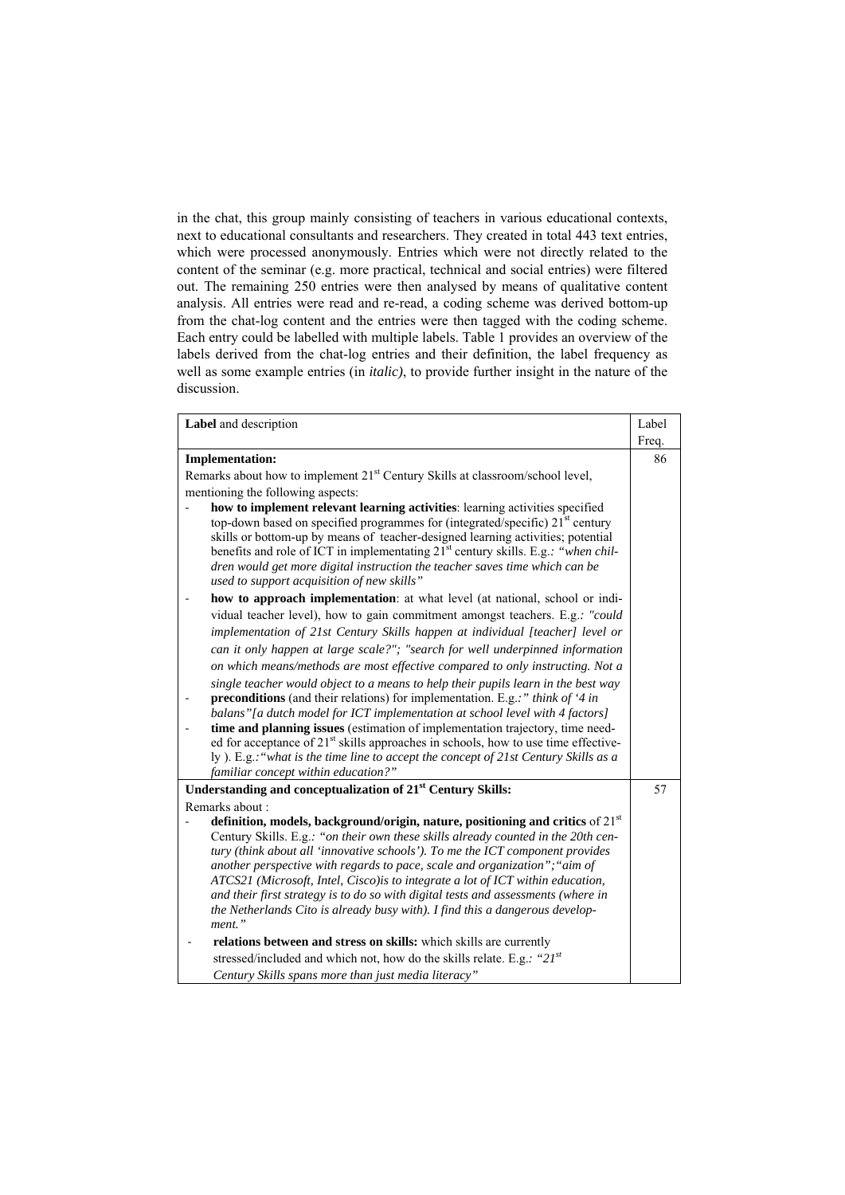in the chat, this group mainly consisting of teachers in various educational contexts, next to educational consultants and researchers. They created in total 443 text entries, which were processed anonymously. Entries which were not directly related to the content of the seminar (e.g. more practical, technical and social entries) were filtered out. The remaining 250 entries were then analysed by means of qualitative content analysis. All entries were read and re-read, a coding scheme was derived bottom-up from the chat-log content and the entries were then tagged with the coding scheme. Each entry could be labelled with multiple labels. Table 1 provides an overview of the labels derived from the chat-log entries and their definition, the label frequency as well as some example entries (in *italic)*, to provide further insight in the nature of the discussion.

| **Label** and description | Label Freq. |
|---|---|
| **Implementation:**<br>Remarks about how to implement 21st Century Skills at classroom/school level, mentioning the following aspects:<br>- **how to implement relevant learning activities**: learning activities specified top-down based on specified programmes for (integrated/specific) 21st century skills or bottom-up by means of teacher-designed learning activities; potential benefits and role of ICT in implementating 21st century skills. E.g.: *"when children would get more digital instruction the teacher saves time which can be used to support acquisition of new skills"*<br>- **how to approach implementation**: at what level (at national, school or individual teacher level), how to gain commitment amongst teachers. E.g.: *"could implementation of 21st Century Skills happen at individual [teacher] level or can it only happen at large scale?"; "search for well underpinned information on which means/methods are most effective compared to only instructing. Not a single teacher would object to a means to help their pupils learn in the best way*<br>- **preconditions** (and their relations) for implementation. E.g.: *" think of '4 in balans"[a dutch model for ICT implementation at school level with 4 factors]*<br>- **time and planning issues** (estimation of implementation trajectory, time needed for acceptance of 21st skills approaches in schools, how to use time effectively ). E.g.:*"what is the time line to accept the concept of 21st Century Skills as a familiar concept within education?"* | 86 |
| **Understanding and conceptualization of 21st Century Skills:**<br>Remarks about :<br>- **definition, models, background/origin, nature, positioning and critics** of 21st Century Skills. E.g.: *"on their own these skills already counted in the 20th century (think about all 'innovative schools'). To me the ICT component provides another perspective with regards to pace, scale and organization";"aim of ATCS21 (Microsoft, Intel, Cisco)is to integrate a lot of ICT within education, and their first strategy is to do so with digital tests and assessments (where in the Netherlands Cito is already busy with). I find this a dangerous development."*<br>- **relations between and stress on skills:** which skills are currently stressed/included and which not, how do the skills relate. E.g.: *"21st Century Skills spans more than just media literacy"* | 57 |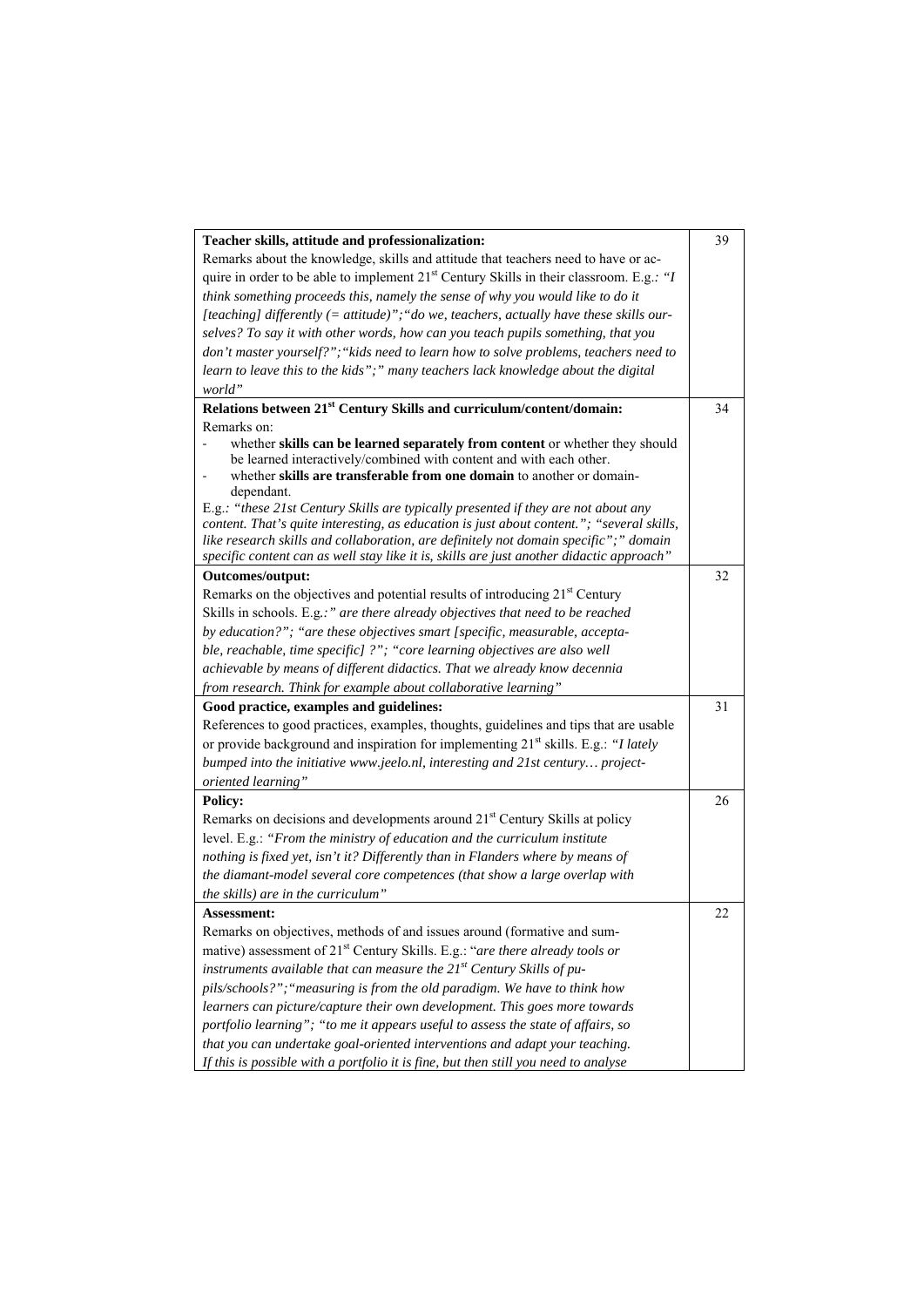| | |
|---|---|
| **Teacher skills, attitude and professionalization:**<br>Remarks about the knowledge, skills and attitude that teachers need to have or acquire in order to be able to implement 21st Century Skills in their classroom. E.g.: *"I think something proceeds this, namely the sense of why you would like to do it [teaching] differently (= attitude)";"do we, teachers, actually have these skills ourselves? To say it with other words, how can you teach pupils something, that you don't master yourself?";"kids need to learn how to solve problems, teachers need to learn to leave this to the kids";" many teachers lack knowledge about the digital world"* | 39 |
| **Relations between 21st Century Skills and curriculum/content/domain:**<br>Remarks on:<br>- whether **skills can be learned separately from content** or whether they should be learned interactively/combined with content and with each other.<br>- whether **skills are transferable from one domain** to another or domain-dependant.<br>E.g.: *"these 21st Century Skills are typically presented if they are not about any content. That's quite interesting, as education is just about content."; "several skills, like research skills and collaboration, are definitely not domain specific";" domain specific content can as well stay like it is, skills are just another didactic approach"* | 34 |
| **Outcomes/output:**<br>Remarks on the objectives and potential results of introducing 21st Century Skills in schools. E.g.:*" are there already objectives that need to be reached by education?"; "are these objectives smart [specific, measurable, acceptable, reachable, time specific] ?"; "core learning objectives are also well achievable by means of different didactics. That we already know decennia from research. Think for example about collaborative learning"* | 32 |
| **Good practice, examples and guidelines:**<br>References to good practices, examples, thoughts, guidelines and tips that are usable or provide background and inspiration for implementing 21st skills. E.g.: *"I lately bumped into the initiative www.jeelo.nl, interesting and 21st century… project-oriented learning"* | 31 |
| **Policy:**<br>Remarks on decisions and developments around 21st Century Skills at policy level. E.g.: *"From the ministry of education and the curriculum institute nothing is fixed yet, isn't it? Differently than in Flanders where by means of the diamant-model several core competences (that show a large overlap with the skills) are in the curriculum"* | 26 |
| **Assessment:**<br>Remarks on objectives, methods of and issues around (formative and summative) assessment of 21st Century Skills. E.g.: "*are there already tools or instruments available that can measure the 21st Century Skills of pupils/schools?";"measuring is from the old paradigm. We have to think how learners can picture/capture their own development. This goes more towards portfolio learning"; "to me it appears useful to assess the state of affairs, so that you can undertake goal-oriented interventions and adapt your teaching. If this is possible with a portfolio it is fine, but then still you need to analyse* | 22 |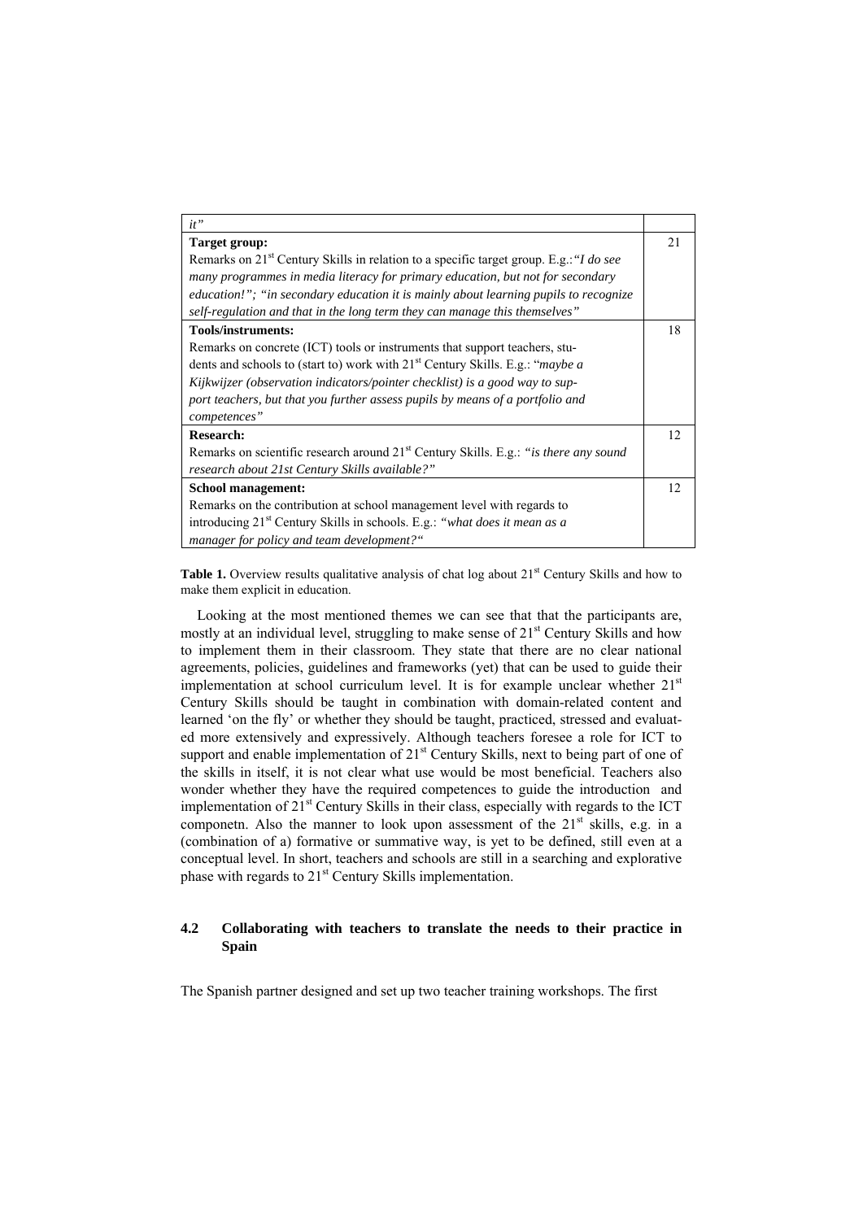| | |
|---|---|
| *it"* | |
| **Target group:**<br>Remarks on 21st Century Skills in relation to a specific target group. E.g.:*"I do see many programmes in media literacy for primary education, but not for secondary education!"; "in secondary education it is mainly about learning pupils to recognize self-regulation and that in the long term they can manage this themselves"* | 21 |
| **Tools/instruments:**<br>Remarks on concrete (ICT) tools or instruments that support teachers, students and schools to (start to) work with 21st Century Skills. E.g.: "*maybe a Kijkwijzer (observation indicators/pointer checklist) is a good way to support teachers, but that you further assess pupils by means of a portfolio and competences"* | 18 |
| **Research:**<br>Remarks on scientific research around 21st Century Skills. E.g.: *"is there any sound research about 21st Century Skills available?"* | 12 |
| **School management:**<br>Remarks on the contribution at school management level with regards to introducing 21st Century Skills in schools. E.g.: *"what does it mean as a manager for policy and team development?"* | 12 |

**Table 1.** Overview results qualitative analysis of chat log about 21st Century Skills and how to make them explicit in education.

Looking at the most mentioned themes we can see that that the participants are, mostly at an individual level, struggling to make sense of 21st Century Skills and how to implement them in their classroom. They state that there are no clear national agreements, policies, guidelines and frameworks (yet) that can be used to guide their implementation at school curriculum level. It is for example unclear whether 21st Century Skills should be taught in combination with domain-related content and learned 'on the fly' or whether they should be taught, practiced, stressed and evaluated more extensively and expressively. Although teachers foresee a role for ICT to support and enable implementation of 21st Century Skills, next to being part of one of the skills in itself, it is not clear what use would be most beneficial. Teachers also wonder whether they have the required competences to guide the introduction and implementation of 21st Century Skills in their class, especially with regards to the ICT componetn. Also the manner to look upon assessment of the 21st skills, e.g. in a (combination of a) formative or summative way, is yet to be defined, still even at a conceptual level. In short, teachers and schools are still in a searching and explorative phase with regards to 21st Century Skills implementation.

### 4.2 Collaborating with teachers to translate the needs to their practice in Spain

The Spanish partner designed and set up two teacher training workshops. The first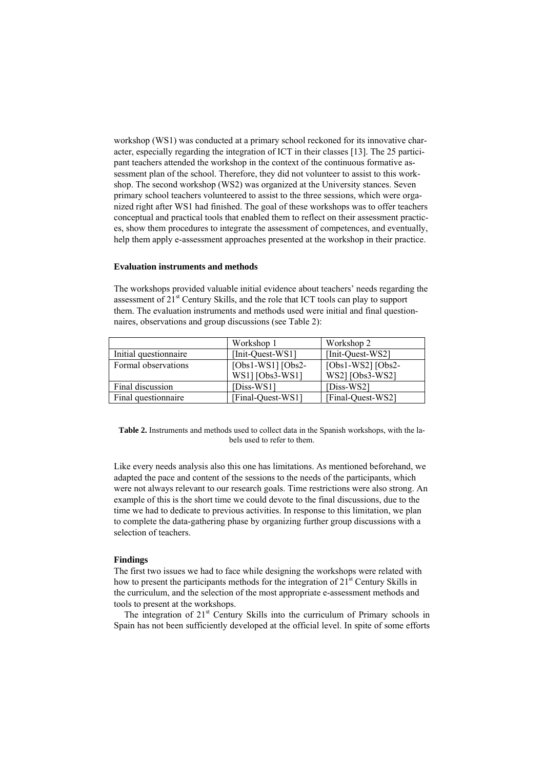workshop (WS1) was conducted at a primary school reckoned for its innovative character, especially regarding the integration of ICT in their classes [13]. The 25 participant teachers attended the workshop in the context of the continuous formative assessment plan of the school. Therefore, they did not volunteer to assist to this workshop. The second workshop (WS2) was organized at the University stances. Seven primary school teachers volunteered to assist to the three sessions, which were organized right after WS1 had finished. The goal of these workshops was to offer teachers conceptual and practical tools that enabled them to reflect on their assessment practices, show them procedures to integrate the assessment of competences, and eventually, help them apply e-assessment approaches presented at the workshop in their practice.

**Evaluation instruments and methods**

The workshops provided valuable initial evidence about teachers' needs regarding the assessment of 21st Century Skills, and the role that ICT tools can play to support them. The evaluation instruments and methods used were initial and final questionnaires, observations and group discussions (see Table 2):

| | Workshop 1 | Workshop 2 |
|---|---|---|
| Initial questionnaire | [Init-Quest-WS1] | [Init-Quest-WS2] |
| Formal observations | [Obs1-WS1] [Obs2-WS1] [Obs3-WS1] | [Obs1-WS2] [Obs2-WS2] [Obs3-WS2] |
| Final discussion | [Diss-WS1] | [Diss-WS2] |
| Final questionnaire | [Final-Quest-WS1] | [Final-Quest-WS2] |

**Table 2.** Instruments and methods used to collect data in the Spanish workshops, with the labels used to refer to them.

Like every needs analysis also this one has limitations. As mentioned beforehand, we adapted the pace and content of the sessions to the needs of the participants, which were not always relevant to our research goals. Time restrictions were also strong. An example of this is the short time we could devote to the final discussions, due to the time we had to dedicate to previous activities. In response to this limitation, we plan to complete the data-gathering phase by organizing further group discussions with a selection of teachers.

**Findings**

The first two issues we had to face while designing the workshops were related with how to present the participants methods for the integration of 21st Century Skills in the curriculum, and the selection of the most appropriate e-assessment methods and tools to present at the workshops.

The integration of 21st Century Skills into the curriculum of Primary schools in Spain has not been sufficiently developed at the official level. In spite of some efforts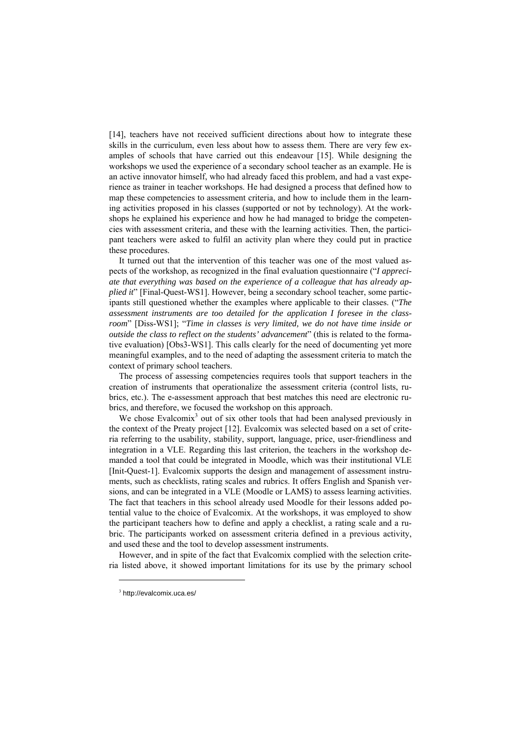[14], teachers have not received sufficient directions about how to integrate these skills in the curriculum, even less about how to assess them. There are very few examples of schools that have carried out this endeavour [15]. While designing the workshops we used the experience of a secondary school teacher as an example. He is an active innovator himself, who had already faced this problem, and had a vast experience as trainer in teacher workshops. He had designed a process that defined how to map these competencies to assessment criteria, and how to include them in the learning activities proposed in his classes (supported or not by technology). At the workshops he explained his experience and how he had managed to bridge the competencies with assessment criteria, and these with the learning activities. Then, the participant teachers were asked to fulfil an activity plan where they could put in practice these procedures.

It turned out that the intervention of this teacher was one of the most valued aspects of the workshop, as recognized in the final evaluation questionnaire ("*I appreciate that everything was based on the experience of a colleague that has already applied it*" [Final-Quest-WS1]. However, being a secondary school teacher, some participants still questioned whether the examples where applicable to their classes. ("*The assessment instruments are too detailed for the application I foresee in the classroom*" [Diss-WS1]; "*Time in classes is very limited, we do not have time inside or outside the class to reflect on the students' advancement*" (this is related to the formative evaluation) [Obs3-WS1]. This calls clearly for the need of documenting yet more meaningful examples, and to the need of adapting the assessment criteria to match the context of primary school teachers.

The process of assessing competencies requires tools that support teachers in the creation of instruments that operationalize the assessment criteria (control lists, rubrics, etc.). The e-assessment approach that best matches this need are electronic rubrics, and therefore, we focused the workshop on this approach.

We chose Evalcomix[3] out of six other tools that had been analysed previously in the context of the Preaty project [12]. Evalcomix was selected based on a set of criteria referring to the usability, stability, support, language, price, user-friendliness and integration in a VLE. Regarding this last criterion, the teachers in the workshop demanded a tool that could be integrated in Moodle, which was their institutional VLE [Init-Quest-1]. Evalcomix supports the design and management of assessment instruments, such as checklists, rating scales and rubrics. It offers English and Spanish versions, and can be integrated in a VLE (Moodle or LAMS) to assess learning activities. The fact that teachers in this school already used Moodle for their lessons added potential value to the choice of Evalcomix. At the workshops, it was employed to show the participant teachers how to define and apply a checklist, a rating scale and a rubric. The participants worked on assessment criteria defined in a previous activity, and used these and the tool to develop assessment instruments.

However, and in spite of the fact that Evalcomix complied with the selection criteria listed above, it showed important limitations for its use by the primary school

[3] http://evalcomix.uca.es/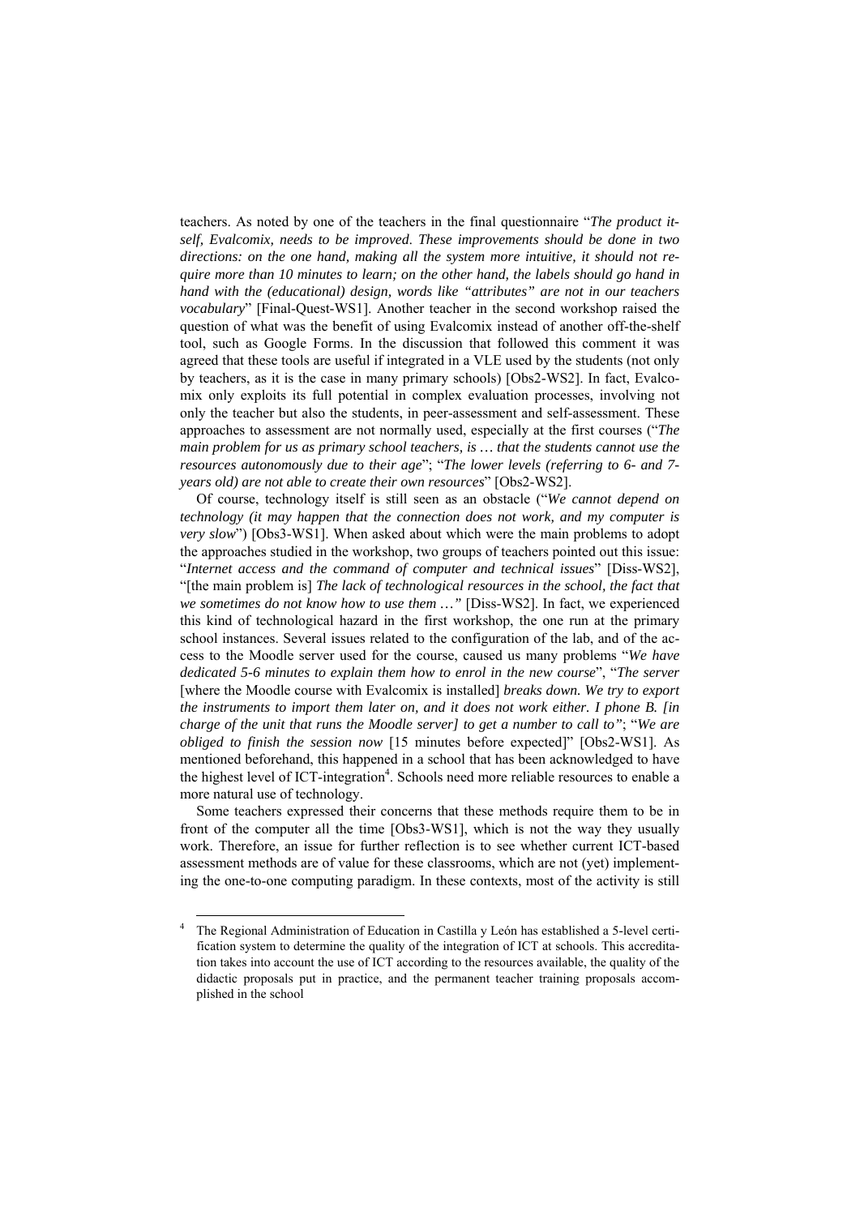teachers. As noted by one of the teachers in the final questionnaire "*The product itself, Evalcomix, needs to be improved. These improvements should be done in two directions: on the one hand, making all the system more intuitive, it should not require more than 10 minutes to learn; on the other hand, the labels should go hand in hand with the (educational) design, words like "attributes" are not in our teachers vocabulary*" [Final-Quest-WS1]. Another teacher in the second workshop raised the question of what was the benefit of using Evalcomix instead of another off-the-shelf tool, such as Google Forms. In the discussion that followed this comment it was agreed that these tools are useful if integrated in a VLE used by the students (not only by teachers, as it is the case in many primary schools) [Obs2-WS2]. In fact, Evalcomix only exploits its full potential in complex evaluation processes, involving not only the teacher but also the students, in peer-assessment and self-assessment. These approaches to assessment are not normally used, especially at the first courses ("*The main problem for us as primary school teachers, is … that the students cannot use the resources autonomously due to their age*"; "*The lower levels (referring to 6- and 7-years old) are not able to create their own resources*" [Obs2-WS2].

Of course, technology itself is still seen as an obstacle ("*We cannot depend on technology (it may happen that the connection does not work, and my computer is very slow*") [Obs3-WS1]. When asked about which were the main problems to adopt the approaches studied in the workshop, two groups of teachers pointed out this issue: "*Internet access and the command of computer and technical issues*" [Diss-WS2], "[the main problem is] *The lack of technological resources in the school, the fact that we sometimes do not know how to use them …"* [Diss-WS2]. In fact, we experienced this kind of technological hazard in the first workshop, the one run at the primary school instances. Several issues related to the configuration of the lab, and of the access to the Moodle server used for the course, caused us many problems "*We have dedicated 5-6 minutes to explain them how to enrol in the new course*", "*The server* [where the Moodle course with Evalcomix is installed] *breaks down. We try to export the instruments to import them later on, and it does not work either. I phone B. [in charge of the unit that runs the Moodle server] to get a number to call to"*; "*We are obliged to finish the session now* [15 minutes before expected]" [Obs2-WS1]. As mentioned beforehand, this happened in a school that has been acknowledged to have the highest level of ICT-integration[4]. Schools need more reliable resources to enable a more natural use of technology.

Some teachers expressed their concerns that these methods require them to be in front of the computer all the time [Obs3-WS1], which is not the way they usually work. Therefore, an issue for further reflection is to see whether current ICT-based assessment methods are of value for these classrooms, which are not (yet) implementing the one-to-one computing paradigm. In these contexts, most of the activity is still

[4] The Regional Administration of Education in Castilla y León has established a 5-level certification system to determine the quality of the integration of ICT at schools. This accreditation takes into account the use of ICT according to the resources available, the quality of the didactic proposals put in practice, and the permanent teacher training proposals accomplished in the school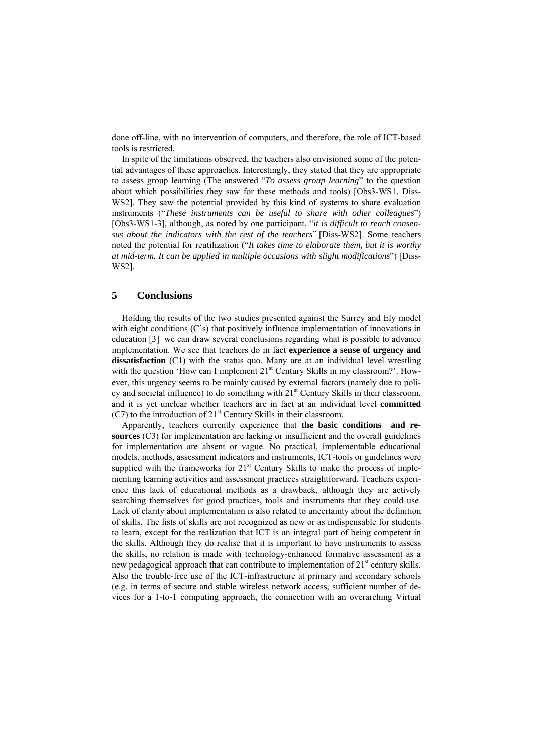done off-line, with no intervention of computers, and therefore, the role of ICT-based tools is restricted.

In spite of the limitations observed, the teachers also envisioned some of the potential advantages of these approaches. Interestingly, they stated that they are appropriate to assess group learning (The answered "*To assess group learning*" to the question about which possibilities they saw for these methods and tools) [Obs3-WS1, Diss-WS2]. They saw the potential provided by this kind of systems to share evaluation instruments ("*These instruments can be useful to share with other colleagues*") [Obs3-WS1-3], although, as noted by one participant, "*it is difficult to reach consensus about the indicators with the rest of the teachers*" [Diss-WS2]. Some teachers noted the potential for reutilization ("*It takes time to elaborate them, but it is worthy at mid-term. It can be applied in multiple occasions with slight modifications*") [Diss-WS2].

## 5 Conclusions

Holding the results of the two studies presented against the Surrey and Ely model with eight conditions (C's) that positively influence implementation of innovations in education [3] we can draw several conclusions regarding what is possible to advance implementation. We see that teachers do in fact **experience a sense of urgency and dissatisfaction** (C1) with the status quo. Many are at an individual level wrestling with the question 'How can I implement 21st Century Skills in my classroom?'. However, this urgency seems to be mainly caused by external factors (namely due to policy and societal influence) to do something with 21st Century Skills in their classroom, and it is yet unclear whether teachers are in fact at an individual level **committed** (C7) to the introduction of 21st Century Skills in their classroom.

Apparently, teachers currently experience that **the basic conditions and resources** (C3) for implementation are lacking or insufficient and the overall guidelines for implementation are absent or vague. No practical, implementable educational models, methods, assessment indicators and instruments, ICT-tools or guidelines were supplied with the frameworks for 21st Century Skills to make the process of implementing learning activities and assessment practices straightforward. Teachers experience this lack of educational methods as a drawback, although they are actively searching themselves for good practices, tools and instruments that they could use. Lack of clarity about implementation is also related to uncertainty about the definition of skills. The lists of skills are not recognized as new or as indispensable for students to learn, except for the realization that ICT is an integral part of being competent in the skills. Although they do realise that it is important to have instruments to assess the skills, no relation is made with technology-enhanced formative assessment as a new pedagogical approach that can contribute to implementation of 21st century skills. Also the trouble-free use of the ICT-infrastructure at primary and secondary schools (e.g. in terms of secure and stable wireless network access, sufficient number of devices for a 1-to-1 computing approach, the connection with an overarching Virtual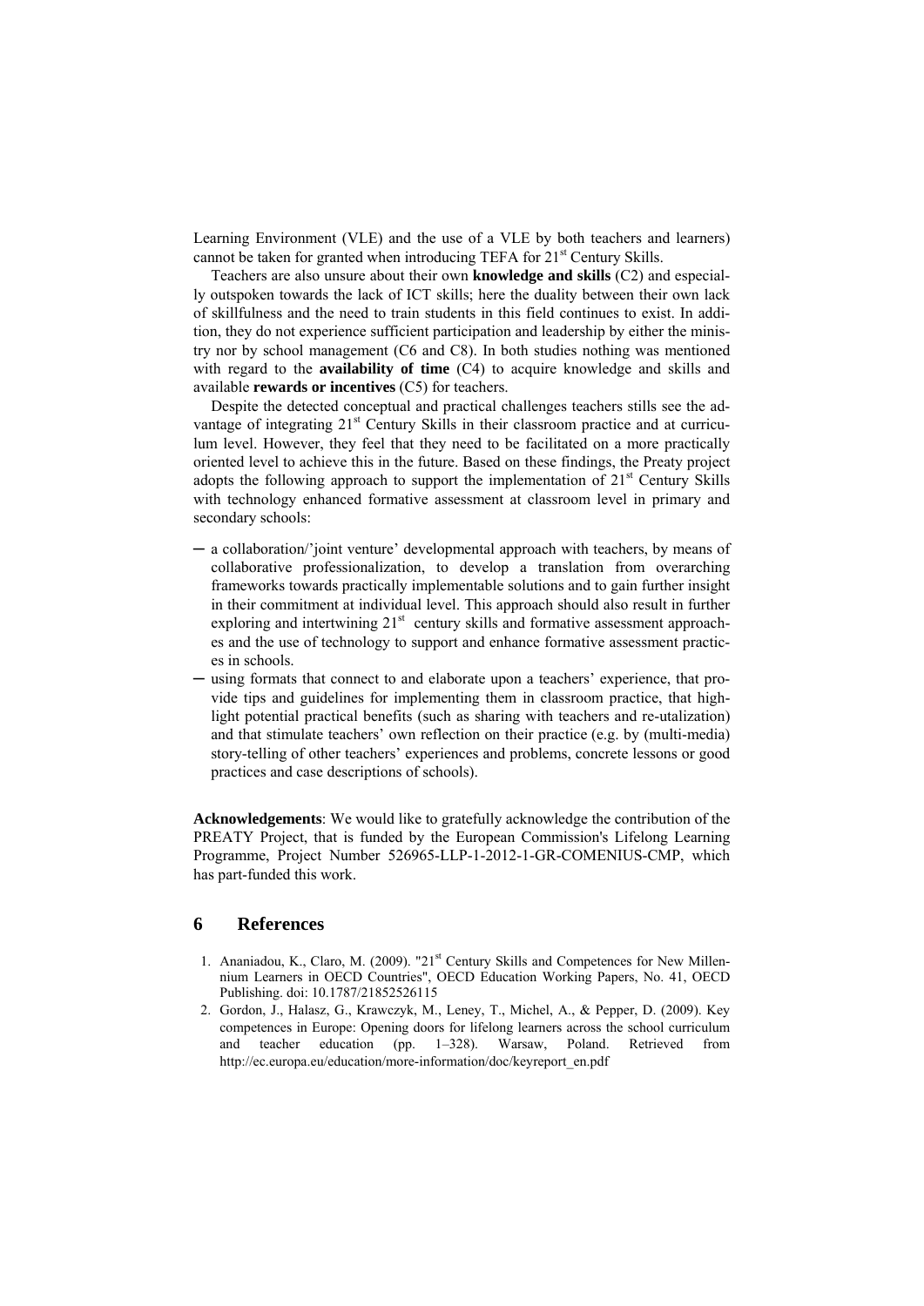Learning Environment (VLE) and the use of a VLE by both teachers and learners) cannot be taken for granted when introducing TEFA for 21st Century Skills.

Teachers are also unsure about their own **knowledge and skills** (C2) and especially outspoken towards the lack of ICT skills; here the duality between their own lack of skillfulness and the need to train students in this field continues to exist. In addition, they do not experience sufficient participation and leadership by either the ministry nor by school management (C6 and C8). In both studies nothing was mentioned with regard to the **availability of time** (C4) to acquire knowledge and skills and available **rewards or incentives** (C5) for teachers.

Despite the detected conceptual and practical challenges teachers stills see the advantage of integrating 21st Century Skills in their classroom practice and at curriculum level. However, they feel that they need to be facilitated on a more practically oriented level to achieve this in the future. Based on these findings, the Preaty project adopts the following approach to support the implementation of 21st Century Skills with technology enhanced formative assessment at classroom level in primary and secondary schools:

- a collaboration/'joint venture' developmental approach with teachers, by means of collaborative professionalization, to develop a translation from overarching frameworks towards practically implementable solutions and to gain further insight in their commitment at individual level. This approach should also result in further exploring and intertwining 21st century skills and formative assessment approaches and the use of technology to support and enhance formative assessment practices in schools.
- using formats that connect to and elaborate upon a teachers' experience, that provide tips and guidelines for implementing them in classroom practice, that highlight potential practical benefits (such as sharing with teachers and re-utalization) and that stimulate teachers' own reflection on their practice (e.g. by (multi-media) story-telling of other teachers' experiences and problems, concrete lessons or good practices and case descriptions of schools).

**Acknowledgements**: We would like to gratefully acknowledge the contribution of the PREATY Project, that is funded by the European Commission's Lifelong Learning Programme, Project Number 526965-LLP-1-2012-1-GR-COMENIUS-CMP, which has part-funded this work.

## 6 References

1. Ananiadou, K., Claro, M. (2009). "21st Century Skills and Competences for New Millennium Learners in OECD Countries", OECD Education Working Papers, No. 41, OECD Publishing. doi: 10.1787/21852526115
2. Gordon, J., Halasz, G., Krawczyk, M., Leney, T., Michel, A., & Pepper, D. (2009). Key competences in Europe: Opening doors for lifelong learners across the school curriculum and teacher education (pp. 1–328). Warsaw, Poland. Retrieved from http://ec.europa.eu/education/more-information/doc/keyreport_en.pdf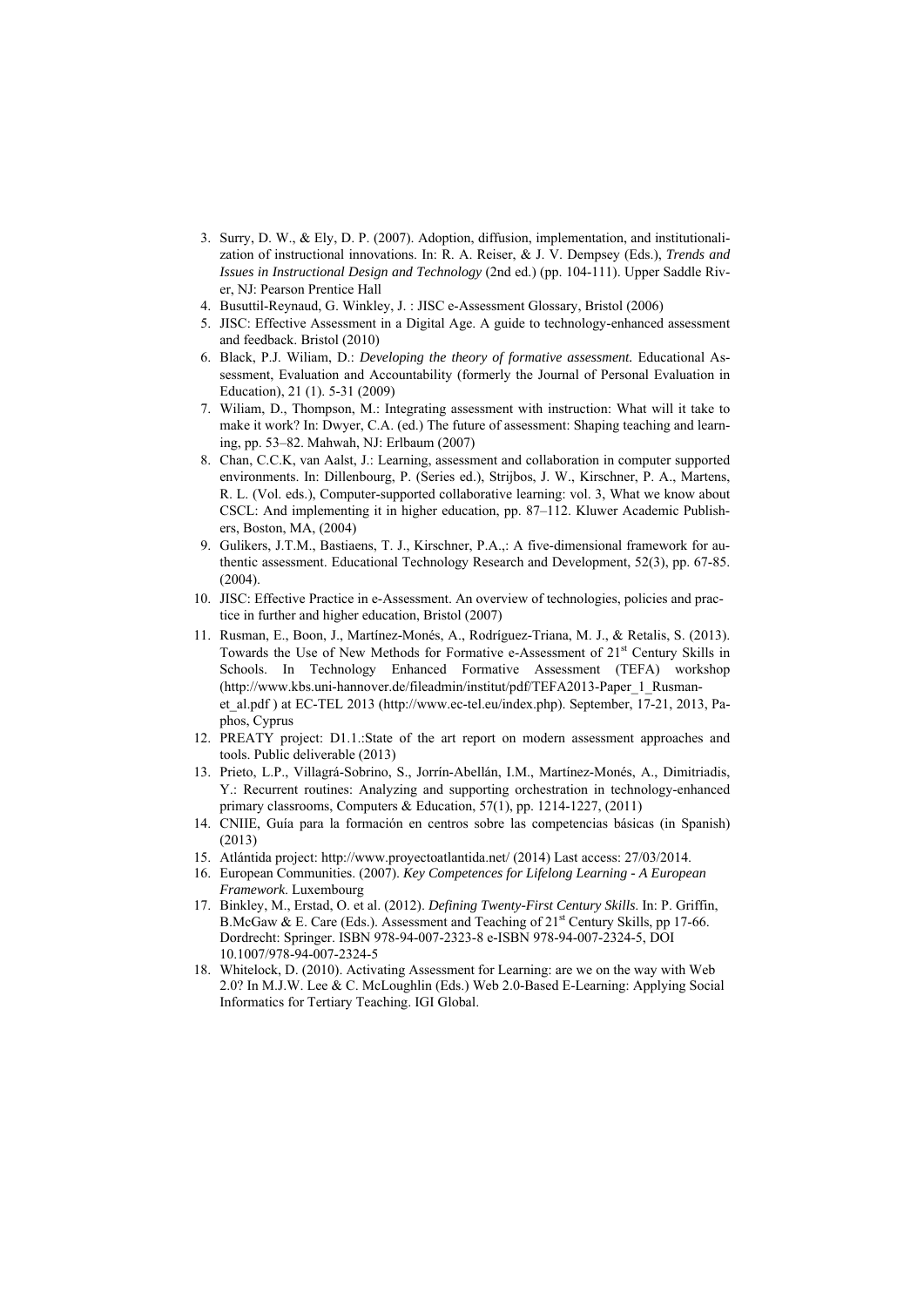3. Surry, D. W., & Ely, D. P. (2007). Adoption, diffusion, implementation, and institutionalization of instructional innovations. In: R. A. Reiser, & J. V. Dempsey (Eds.), *Trends and Issues in Instructional Design and Technology* (2nd ed.) (pp. 104-111). Upper Saddle River, NJ: Pearson Prentice Hall
4. Busuttil-Reynaud, G. Winkley, J. : JISC e-Assessment Glossary, Bristol (2006)
5. JISC: Effective Assessment in a Digital Age. A guide to technology-enhanced assessment and feedback. Bristol (2010)
6. Black, P.J. Wiliam, D.: *Developing the theory of formative assessment.* Educational Assessment, Evaluation and Accountability (formerly the Journal of Personal Evaluation in Education), 21 (1). 5-31 (2009)
7. Wiliam, D., Thompson, M.: Integrating assessment with instruction: What will it take to make it work? In: Dwyer, C.A. (ed.) The future of assessment: Shaping teaching and learning, pp. 53–82. Mahwah, NJ: Erlbaum (2007)
8. Chan, C.C.K, van Aalst, J.: Learning, assessment and collaboration in computer supported environments. In: Dillenbourg, P. (Series ed.), Strijbos, J. W., Kirschner, P. A., Martens, R. L. (Vol. eds.), Computer-supported collaborative learning: vol. 3, What we know about CSCL: And implementing it in higher education, pp. 87–112. Kluwer Academic Publishers, Boston, MA, (2004)
9. Gulikers, J.T.M., Bastiaens, T. J., Kirschner, P.A.,: A five-dimensional framework for authentic assessment. Educational Technology Research and Development, 52(3), pp. 67-85. (2004).
10. JISC: Effective Practice in e-Assessment. An overview of technologies, policies and practice in further and higher education, Bristol (2007)
11. Rusman, E., Boon, J., Martínez-Monés, A., Rodríguez-Triana, M. J., & Retalis, S. (2013). Towards the Use of New Methods for Formative e-Assessment of 21st Century Skills in Schools. In Technology Enhanced Formative Assessment (TEFA) workshop (http://www.kbs.uni-hannover.de/fileadmin/institut/pdf/TEFA2013-Paper_1_Rusman-et_al.pdf ) at EC-TEL 2013 (http://www.ec-tel.eu/index.php). September, 17-21, 2013, Paphos, Cyprus
12. PREATY project: D1.1.:State of the art report on modern assessment approaches and tools. Public deliverable (2013)
13. Prieto, L.P., Villagrá-Sobrino, S., Jorrín-Abellán, I.M., Martínez-Monés, A., Dimitriadis, Y.: Recurrent routines: Analyzing and supporting orchestration in technology-enhanced primary classrooms, Computers & Education, 57(1), pp. 1214-1227, (2011)
14. CNIIE, Guía para la formación en centros sobre las competencias básicas (in Spanish) (2013)
15. Atlántida project: http://www.proyectoatlantida.net/ (2014) Last access: 27/03/2014.
16. European Communities. (2007). *Key Competences for Lifelong Learning - A European Framework*. Luxembourg
17. Binkley, M., Erstad, O. et al. (2012). *Defining Twenty-First Century Skills*. In: P. Griffin, B.McGaw & E. Care (Eds.). Assessment and Teaching of 21st Century Skills, pp 17-66. Dordrecht: Springer. ISBN 978-94-007-2323-8 e-ISBN 978-94-007-2324-5, DOI 10.1007/978-94-007-2324-5
18. Whitelock, D. (2010). Activating Assessment for Learning: are we on the way with Web 2.0? In M.J.W. Lee & C. McLoughlin (Eds.) Web 2.0-Based E-Learning: Applying Social Informatics for Tertiary Teaching. IGI Global.